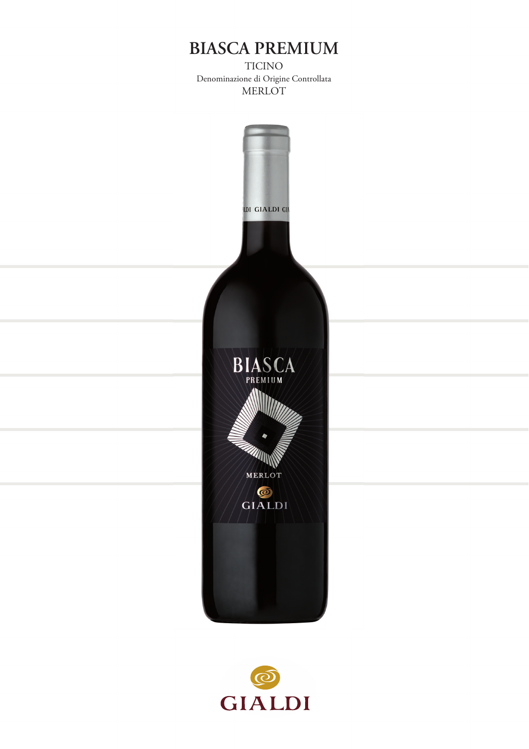# BIASCA PREMIUM

TICINO

Denominazione di Origine Controllata

MERLOT

GIALDI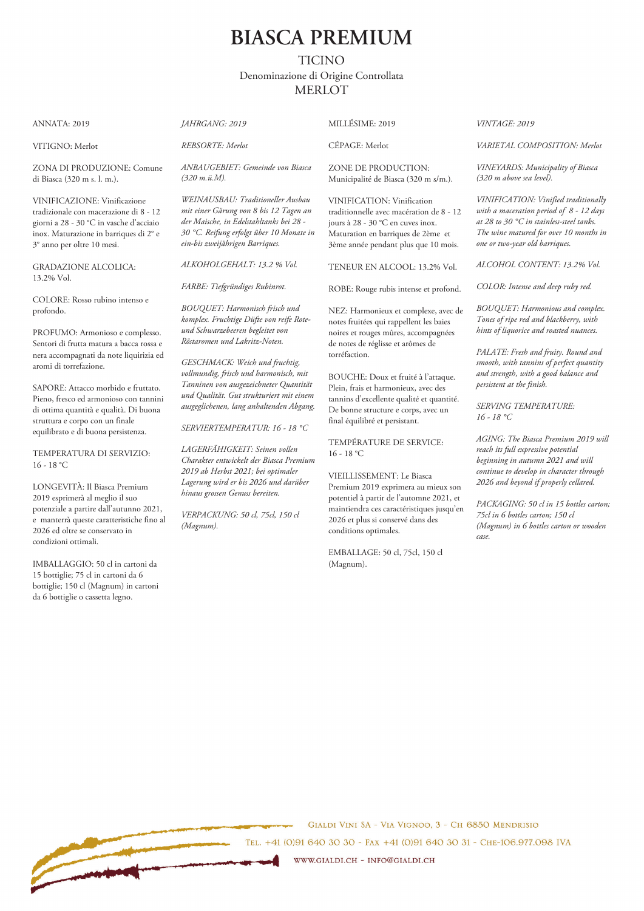# BIASCA PREMIUM

TICINO

Denominazione di Origine Controllata

MERLOT

ANNATA: 2019

VITIGNO: Merlot

ZONA DI PRODUZIONE: Comune di Biasca (320 m s. l. m.).

VINIFICAZIONE: Vinificazione tradizionale con macerazione di 8 - 12 giorni a 28 - 30 °C in vasche d'acciaio inox. Maturazione in barriques di 2° e 3° anno per oltre 10 mesi.

GRADAZIONE ALCOLICA: 13.2% Vol.

COLORE: Rosso rubino intenso e profondo.

PROFUMO: Armonioso e complesso. Sentori di frutta matura a bacca rossa e nera accompagnati da note liquirizia ed aromi di torrefazione.

SAPORE: Attacco morbido e fruttato. Pieno, fresco ed armonioso con tannini di ottima quantità e qualità. Di buona struttura e corpo con un finale equilibrato e di buona persistenza.

TEMPERATURA DI SERVIZIO: 16 - 18 °C

LONGEVITÀ: Il Biasca Premium 2019 esprimerà al meglio il suo potenziale a partire dall'autunno 2021, e manterrà queste caratteristiche fino al 2026 ed oltre se conservato in condizioni ottimali.

IMBALLAGGIO: 50 cl in cartoni da 15 bottiglie; 75 cl in cartoni da 6 bottiglie; 150 cl (Magnum) in cartoni da 6 bottiglie o cassetta legno.

*JAHRGANG: 2019*

*REBSORTE: Merlot*

*ANBAUGEBIET: Gemeinde von Biasca (320 m.ü.M).*

*WEINAUSBAU: Traditioneller Ausbau mit einer Gärung von 8 bis 12 Tagen an der Maische, in Edelstahltanks bei 28 - 30 °C. Reifung erfolgt über 10 Monate in ein-bis zweijährigen Barriques.*

*ALKOHOLGEHALT: 13.2 % Vol.*

*FARBE: Tiefgründiges Rubinrot.*

*BOUQUET: Harmonisch frisch und komplex. Fruchtige Düfte von reife Rote- und Schwarzebeeren begleitet von Röstaromen und Lakritz-Noten.*

*GESCHMACK: Weich und fruchtig, vollmundig, frisch und harmonisch, mit Tanninen von ausgezeichneter Quantität und Qualität. Gut strukturiert mit einem ausgeglichenen, lang anhaltenden Abgang.*

*SERVIERTEMPERATUR: 16 - 18 °C*

*LAGERFÄHIGKEIT: Seinen vollen Charakter entwickelt der Biasca Premium 2019 ab Herbst 2021; bei optimaler Lagerung wird er bis 2026 und darüber hinaus grossen Genuss bereiten.*

*VERPACKUNG: 50 cl, 75cl, 150 cl (Magnum).*

MILLÉSIME: 2019

CÉPAGE: Merlot

ZONE DE PRODUCTION: Municipalité de Biasca (320 m s/m.).

VINIFICATION: Vinification traditionnelle avec macération de 8 - 12 jours à 28 - 30 °C en cuves inox. Maturation en barriques de 2ème et 3ème année pendant plus que 10 mois.

TENEUR EN ALCOOL: 13.2% Vol.

ROBE: Rouge rubis intense et profond.

NEZ: Harmonieux et complexe, avec de notes fruitées qui rappellent les baies noires et rouges mûres, accompagnées de notes de réglisse et arômes de torréfaction.

BOUCHE: Doux et fruité à l'attaque. Plein, frais et harmonieux, avec des tannins d'excellente qualité et quantité. De bonne structure e corps, avec un final équilibré et persistant.

TEMPÉRATURE DE SERVICE: 16 - 18 °C

VIEILLISSEMENT: Le Biasca Premium 2019 exprimera au mieux son potentiel à partir de l'automne 2021, et maintiendra ces caractéristiques jusqu'en 2026 et plus si conservé dans des conditions optimales.

EMBALLAGE: 50 cl, 75cl, 150 cl (Magnum).

*VINTAGE: 2019*

*VARIETAL COMPOSITION: Merlot*

*VINEYARDS: Municipality of Biasca (320 m above sea level).*

*VINIFICATION: Vinified traditionally with a maceration period of 8 - 12 days at 28 to 30 °C in stainless-steel tanks. The wine matured for over 10 months in one or two-year old barriques.*

*ALCOHOL CONTENT: 13.2% Vol.*

*COLOR: Intense and deep ruby red.*

*BOUQUET: Harmonious and complex. Tones of ripe red and blackberry, with hints of liquorice and roasted nuances.*

*PALATE: Fresh and fruity. Round and smooth, with tannins of perfect quantity and strength, with a good balance and persistent at the finish.*

*SERVING TEMPERATURE: 16 - 18 °C*

*AGING: The Biasca Premium 2019 will reach its full expressive potential beginning in autumn 2021 and will continue to develop in character through 2026 and beyond if properly cellared.*

*PACKAGING: 50 cl in 15 bottles carton; 75cl in 6 bottles carton; 150 cl (Magnum) in 6 bottles carton or wooden case.*

GIALDI VINI SA - VIA VIGNOO, 3 - CH 6850 MENDRISIO

TEL. +41 (0)91 640 30 30 - FAX +41 (0)91 640 30 31 - CHE-106.977.098 IVA

WWW.GIALDI.CH - INFO@GIALDI.CH